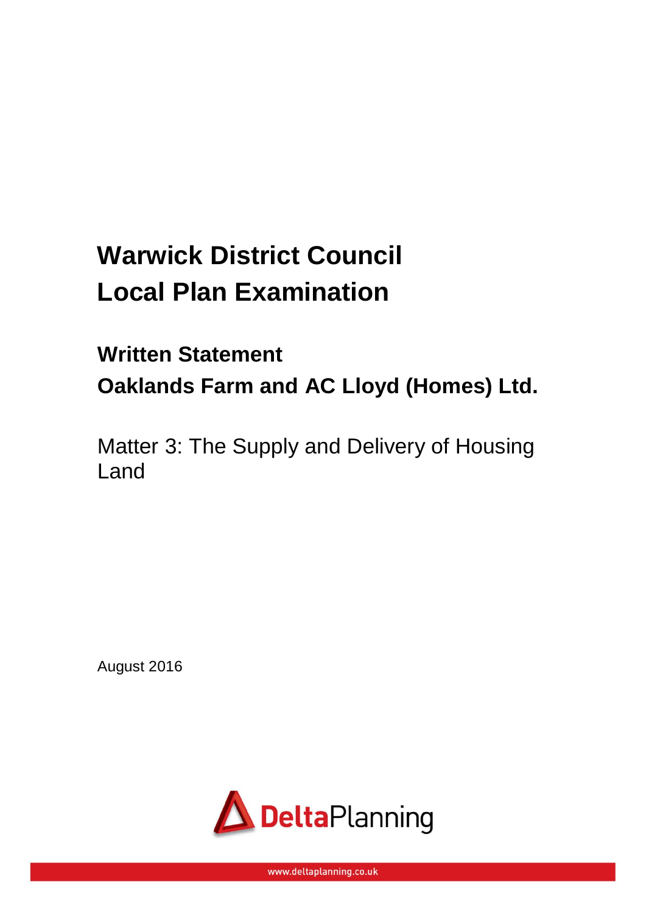# Warwick District Council
# Local Plan Examination

## Written Statement
## Oaklands Farm and AC Lloyd (Homes) Ltd.

Matter 3: The Supply and Delivery of Housing Land

August 2016

DeltaPlanning

www.deltaplanning.co.uk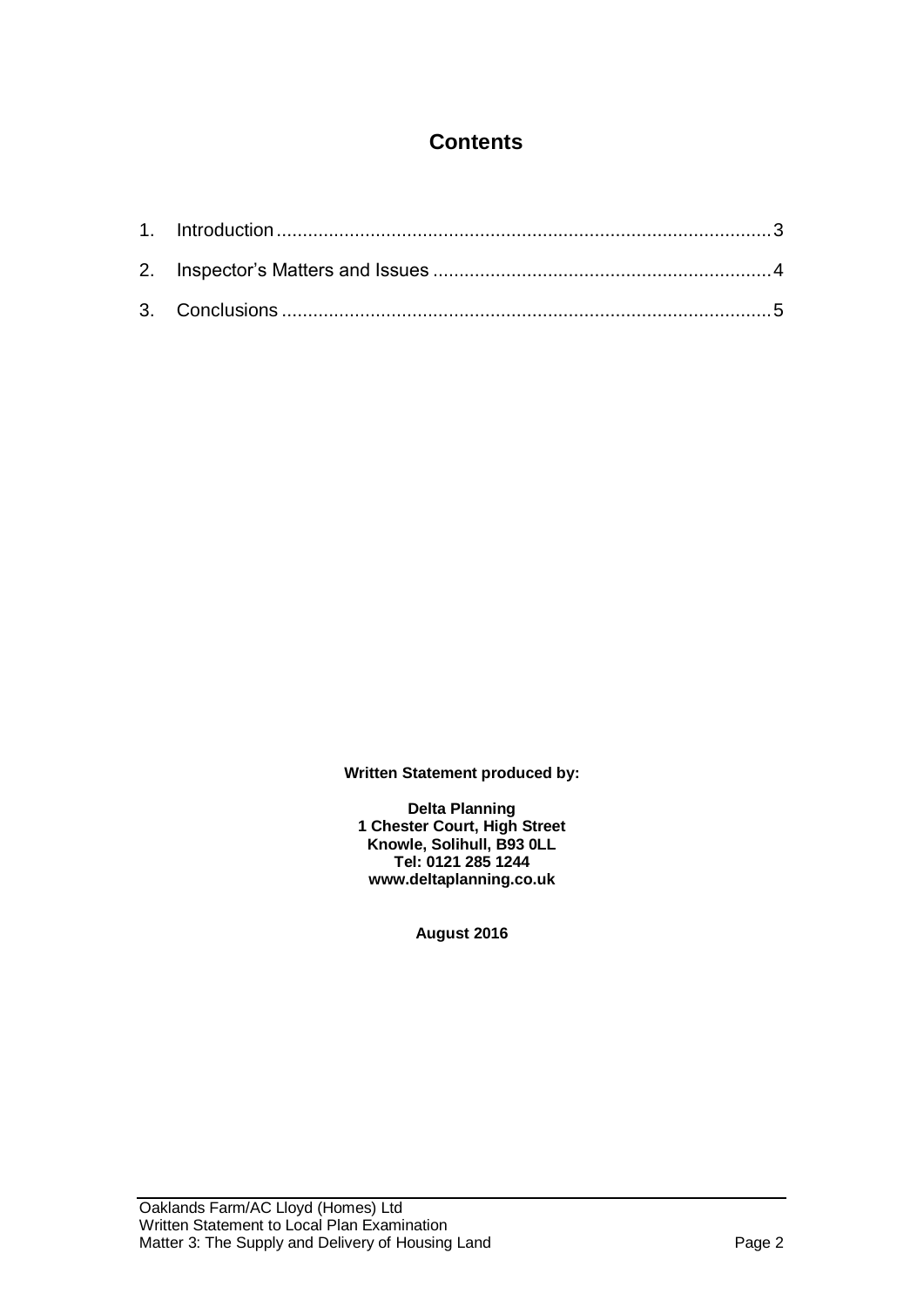# Contents

1. Introduction .............................................................................................3
2. Inspector's Matters and Issues ................................................................4
3. Conclusions .............................................................................................5

**Written Statement produced by:**

**Delta Planning**
**1 Chester Court, High Street**
**Knowle, Solihull, B93 0LL**
**Tel: 0121 285 1244**
**www.deltaplanning.co.uk**

**August 2016**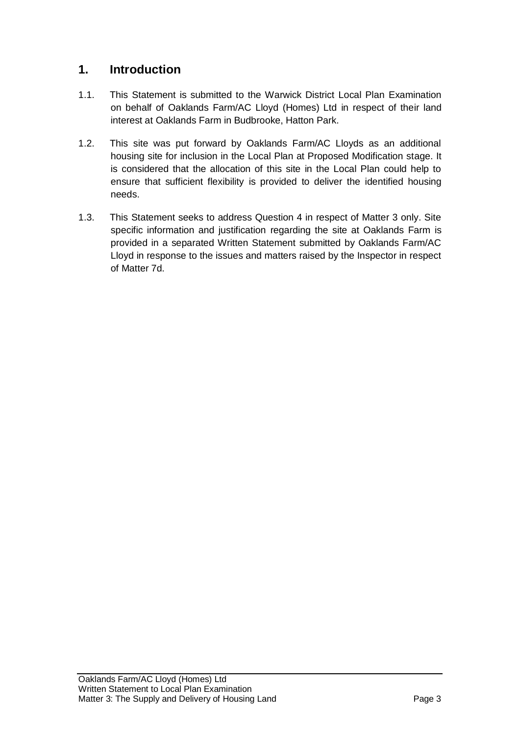## 1. Introduction

1.1. This Statement is submitted to the Warwick District Local Plan Examination on behalf of Oaklands Farm/AC Lloyd (Homes) Ltd in respect of their land interest at Oaklands Farm in Budbrooke, Hatton Park.

1.2. This site was put forward by Oaklands Farm/AC Lloyds as an additional housing site for inclusion in the Local Plan at Proposed Modification stage. It is considered that the allocation of this site in the Local Plan could help to ensure that sufficient flexibility is provided to deliver the identified housing needs.

1.3. This Statement seeks to address Question 4 in respect of Matter 3 only. Site specific information and justification regarding the site at Oaklands Farm is provided in a separated Written Statement submitted by Oaklands Farm/AC Lloyd in response to the issues and matters raised by the Inspector in respect of Matter 7d.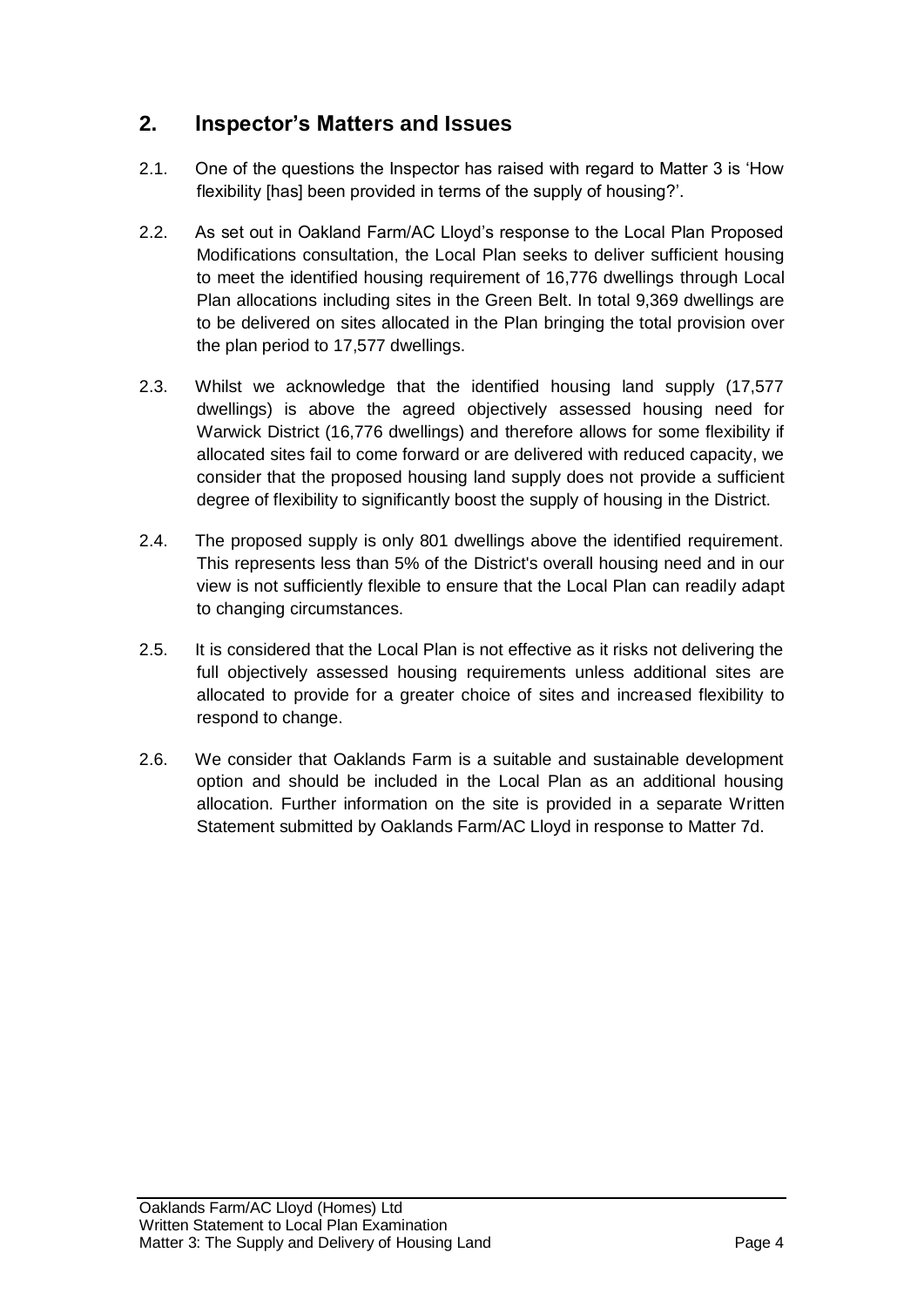## 2. Inspector's Matters and Issues

2.1. One of the questions the Inspector has raised with regard to Matter 3 is 'How flexibility [has] been provided in terms of the supply of housing?'.

2.2. As set out in Oakland Farm/AC Lloyd's response to the Local Plan Proposed Modifications consultation, the Local Plan seeks to deliver sufficient housing to meet the identified housing requirement of 16,776 dwellings through Local Plan allocations including sites in the Green Belt. In total 9,369 dwellings are to be delivered on sites allocated in the Plan bringing the total provision over the plan period to 17,577 dwellings.

2.3. Whilst we acknowledge that the identified housing land supply (17,577 dwellings) is above the agreed objectively assessed housing need for Warwick District (16,776 dwellings) and therefore allows for some flexibility if allocated sites fail to come forward or are delivered with reduced capacity, we consider that the proposed housing land supply does not provide a sufficient degree of flexibility to significantly boost the supply of housing in the District.

2.4. The proposed supply is only 801 dwellings above the identified requirement. This represents less than 5% of the District's overall housing need and in our view is not sufficiently flexible to ensure that the Local Plan can readily adapt to changing circumstances.

2.5. It is considered that the Local Plan is not effective as it risks not delivering the full objectively assessed housing requirements unless additional sites are allocated to provide for a greater choice of sites and increased flexibility to respond to change.

2.6. We consider that Oaklands Farm is a suitable and sustainable development option and should be included in the Local Plan as an additional housing allocation. Further information on the site is provided in a separate Written Statement submitted by Oaklands Farm/AC Lloyd in response to Matter 7d.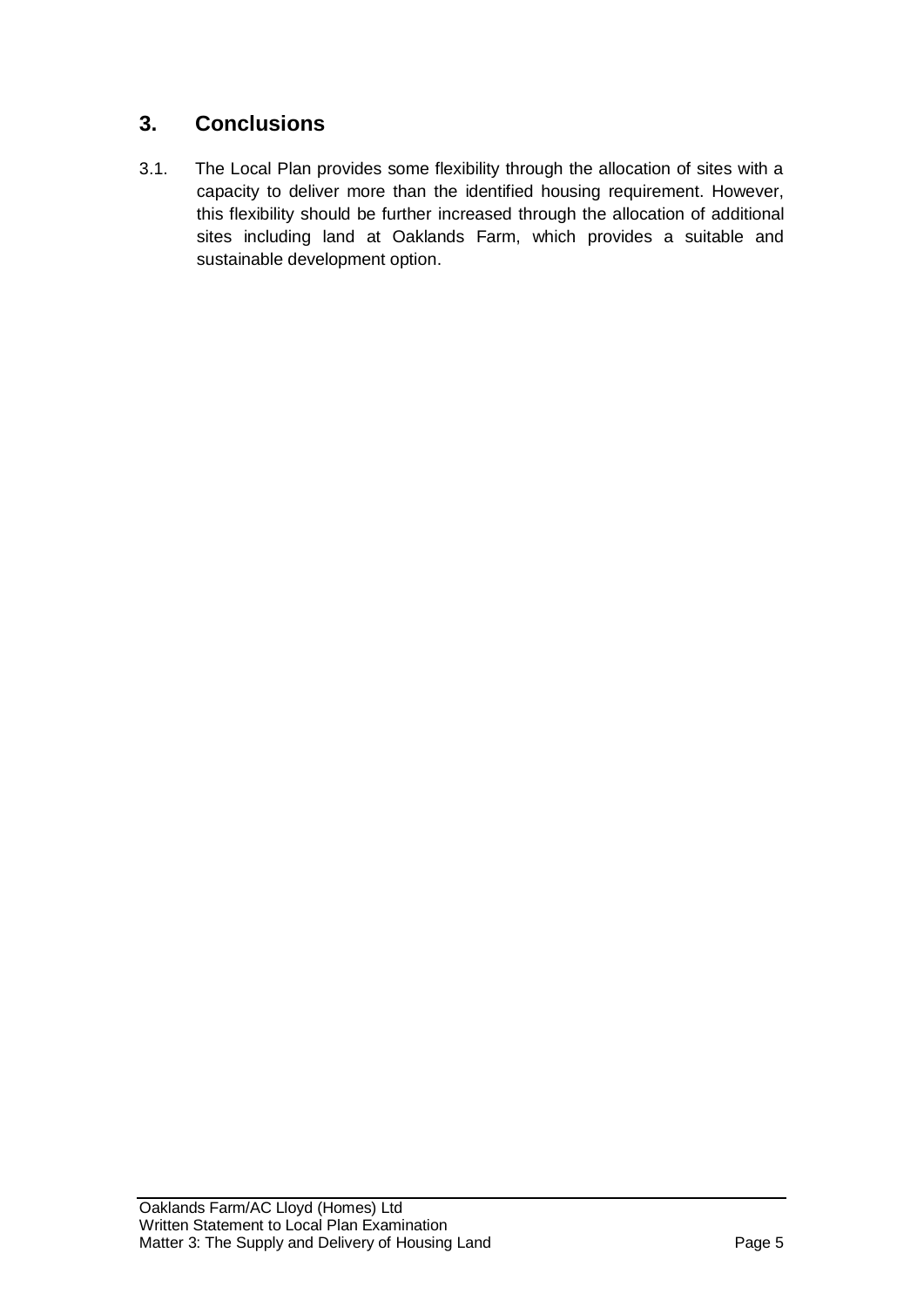## 3. Conclusions

3.1. The Local Plan provides some flexibility through the allocation of sites with a capacity to deliver more than the identified housing requirement. However, this flexibility should be further increased through the allocation of additional sites including land at Oaklands Farm, which provides a suitable and sustainable development option.